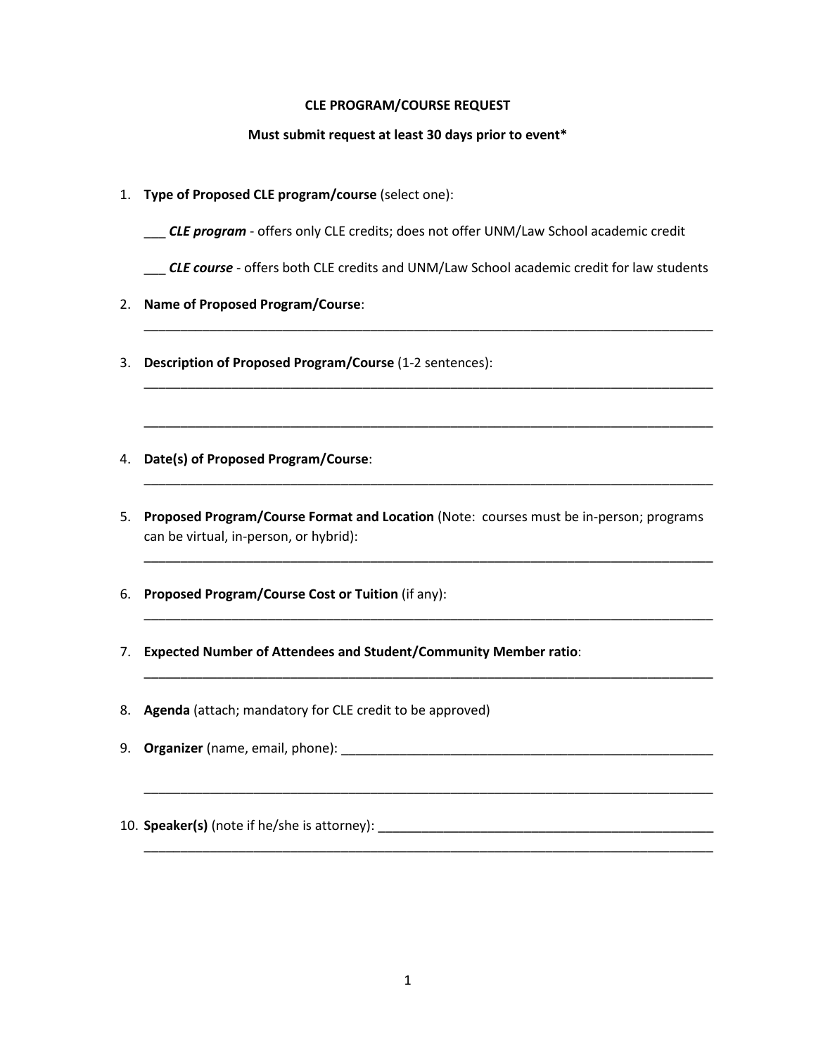**CLE PROGRAM/COURSE REQUEST**

**Must submit request at least 30 days prior to event***

1. **Type of Proposed CLE program/course** (select one):

   ___ ***CLE program*** - offers only CLE credits; does not offer UNM/Law School academic credit

   ___ ***CLE course*** - offers both CLE credits and UNM/Law School academic credit for law students

2. **Name of Proposed Program/Course**:

   ______________________________________________________________________________

3. **Description of Proposed Program/Course** (1-2 sentences):

   ______________________________________________________________________________

   ______________________________________________________________________________

4. **Date(s) of Proposed Program/Course**:

   ______________________________________________________________________________

5. **Proposed Program/Course Format and Location** (Note: courses must be in-person; programs can be virtual, in-person, or hybrid):

   ______________________________________________________________________________

6. **Proposed Program/Course Cost or Tuition** (if any):

   ______________________________________________________________________________

7. **Expected Number of Attendees and Student/Community Member ratio**:

   ______________________________________________________________________________

8. **Agenda** (attach; mandatory for CLE credit to be approved)

9. **Organizer** (name, email, phone): ____________________________________________________

   ______________________________________________________________________________

10. **Speaker(s)** (note if he/she is attorney): ____________________________________________

    ______________________________________________________________________________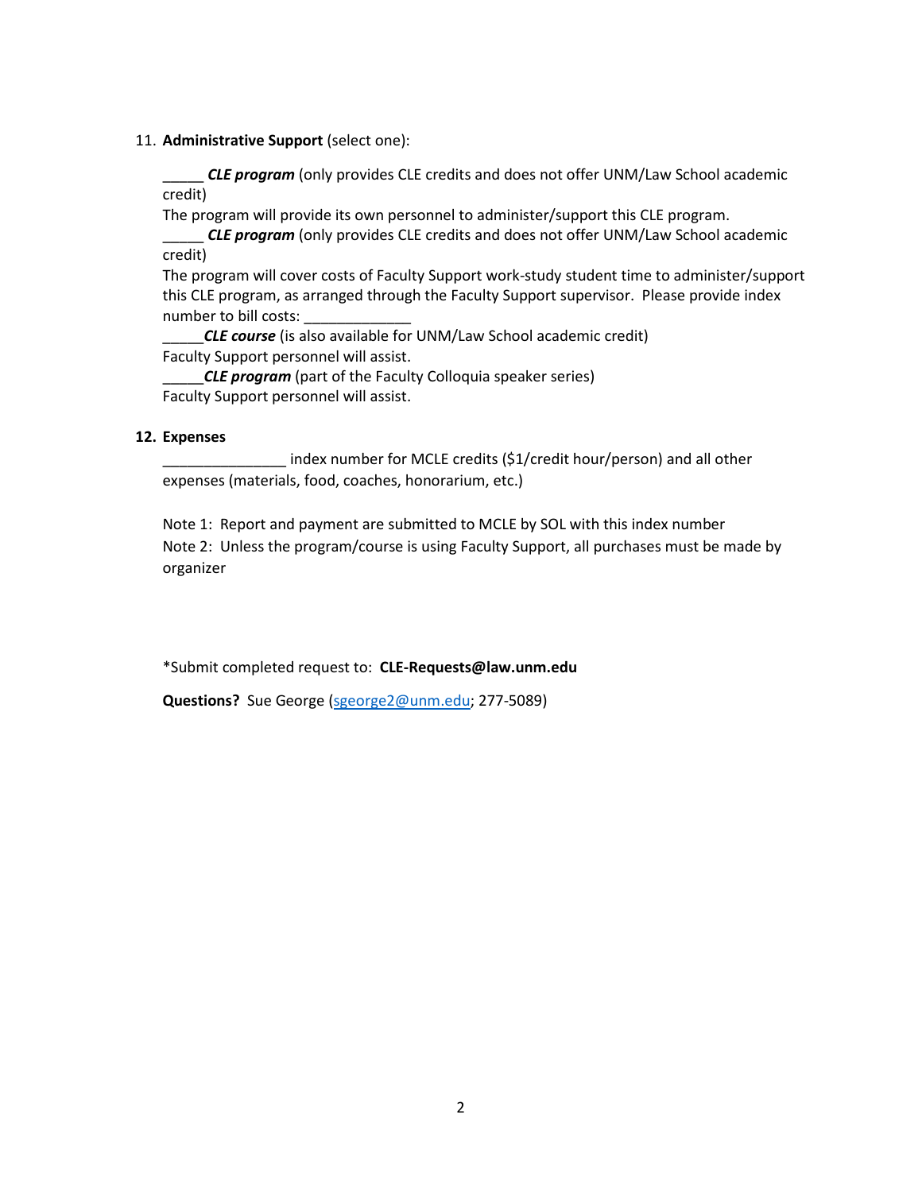11. **Administrative Support** (select one):

    _____ ***CLE program*** (only provides CLE credits and does not offer UNM/Law School academic credit)
    The program will provide its own personnel to administer/support this CLE program.
    _____ ***CLE program*** (only provides CLE credits and does not offer UNM/Law School academic credit)
    The program will cover costs of Faculty Support work-study student time to administer/support this CLE program, as arranged through the Faculty Support supervisor. Please provide index number to bill costs: _____________
    _____***CLE course*** (is also available for UNM/Law School academic credit)
    Faculty Support personnel will assist.
    _____***CLE program*** (part of the Faculty Colloquia speaker series)
    Faculty Support personnel will assist.

**12. Expenses**

_______________ index number for MCLE credits ($1/credit hour/person) and all other expenses (materials, food, coaches, honorarium, etc.)

Note 1: Report and payment are submitted to MCLE by SOL with this index number
Note 2: Unless the program/course is using Faculty Support, all purchases must be made by organizer

*Submit completed request to: **CLE-Requests@law.unm.edu**

**Questions?** Sue George (sgeorge2@unm.edu; 277-5089)